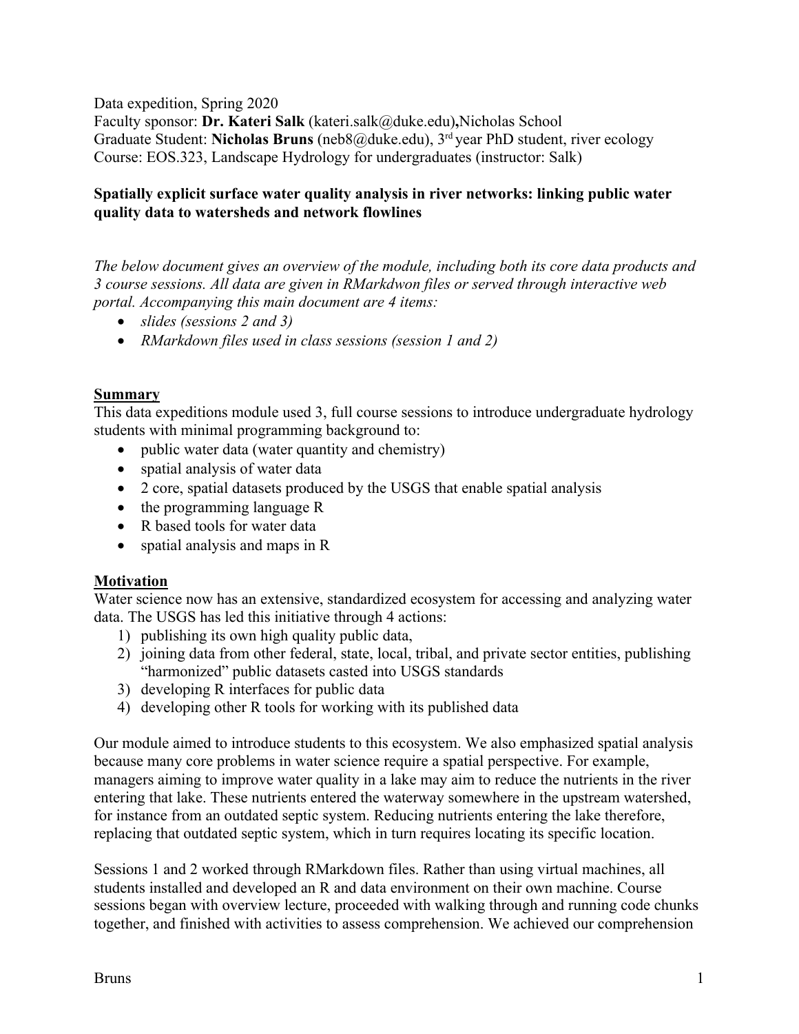Data expedition, Spring 2020

Faculty sponsor: **Dr. Kateri Salk** (kateri.salk@duke.edu)**,**Nicholas School

Graduate Student: **Nicholas Bruns** (neb8@duke.edu), 3rd year PhD student, river ecology

Course: EOS.323, Landscape Hydrology for undergraduates (instructor: Salk)

**Spatially explicit surface water quality analysis in river networks: linking public water quality data to watersheds and network flowlines**

*The below document gives an overview of the module, including both its core data products and 3 course sessions. All data are given in RMarkdwon files or served through interactive web portal. Accompanying this main document are 4 items:*

- *slides (sessions 2 and 3)*
- *RMarkdown files used in class sessions (session 1 and 2)*

## Summary

This data expeditions module used 3, full course sessions to introduce undergraduate hydrology students with minimal programming background to:

- public water data (water quantity and chemistry)
- spatial analysis of water data
- 2 core, spatial datasets produced by the USGS that enable spatial analysis
- the programming language R
- R based tools for water data
- spatial analysis and maps in R

## Motivation

Water science now has an extensive, standardized ecosystem for accessing and analyzing water data. The USGS has led this initiative through 4 actions:

1) publishing its own high quality public data,
2) joining data from other federal, state, local, tribal, and private sector entities, publishing "harmonized" public datasets casted into USGS standards
3) developing R interfaces for public data
4) developing other R tools for working with its published data

Our module aimed to introduce students to this ecosystem. We also emphasized spatial analysis because many core problems in water science require a spatial perspective. For example, managers aiming to improve water quality in a lake may aim to reduce the nutrients in the river entering that lake. These nutrients entered the waterway somewhere in the upstream watershed, for instance from an outdated septic system. Reducing nutrients entering the lake therefore, replacing that outdated septic system, which in turn requires locating its specific location.

Sessions 1 and 2 worked through RMarkdown files. Rather than using virtual machines, all students installed and developed an R and data environment on their own machine. Course sessions began with overview lecture, proceeded with walking through and running code chunks together, and finished with activities to assess comprehension. We achieved our comprehension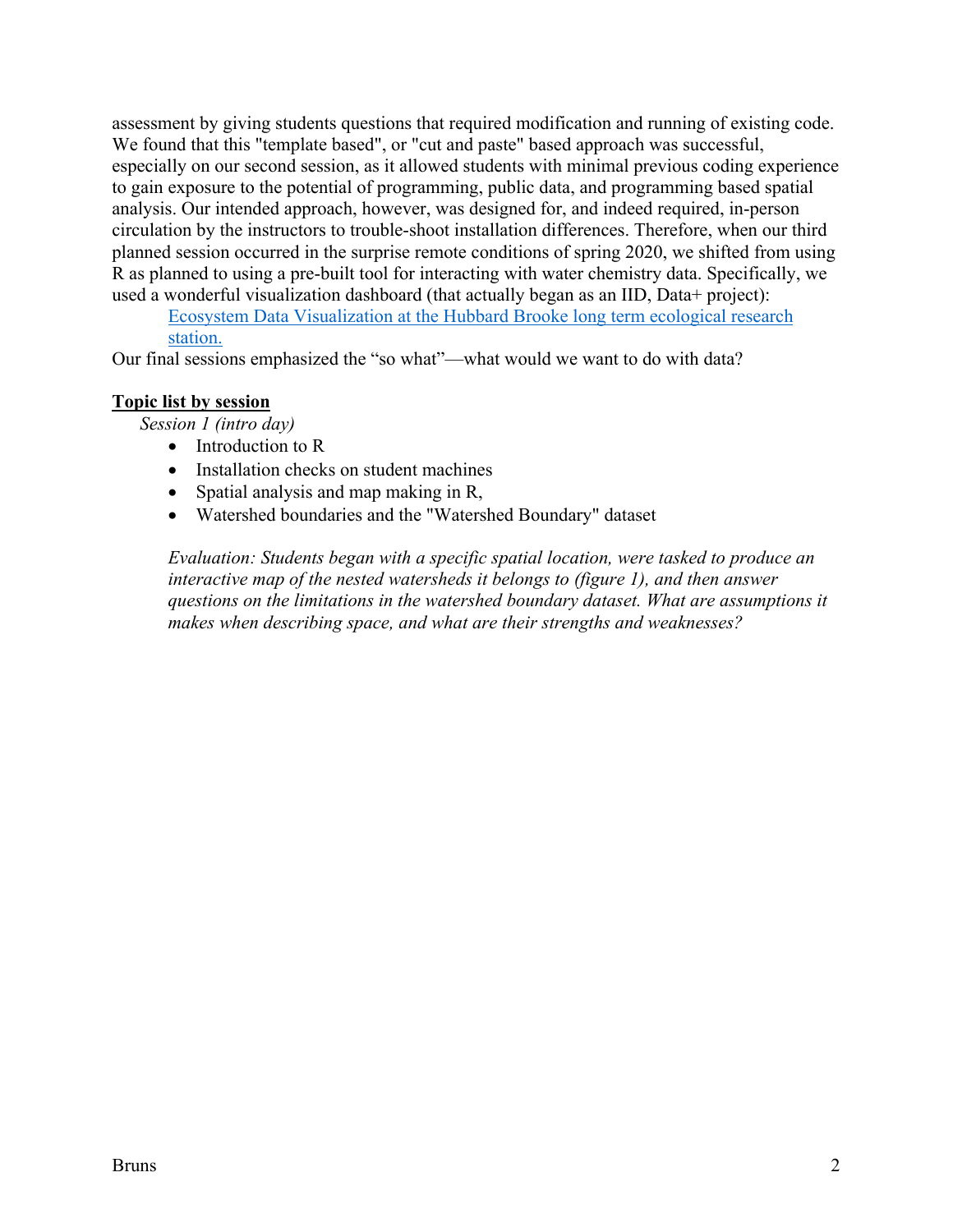assessment by giving students questions that required modification and running of existing code. We found that this "template based", or "cut and paste" based approach was successful, especially on our second session, as it allowed students with minimal previous coding experience to gain exposure to the potential of programming, public data, and programming based spatial analysis. Our intended approach, however, was designed for, and indeed required, in-person circulation by the instructors to trouble-shoot installation differences. Therefore, when our third planned session occurred in the surprise remote conditions of spring 2020, we shifted from using R as planned to using a pre-built tool for interacting with water chemistry data. Specifically, we used a wonderful visualization dashboard (that actually began as an IID, Data+ project):

> Ecosystem Data Visualization at the Hubbard Brooke long term ecological research station.

Our final sessions emphasized the "so what"—what would we want to do with data?

**Topic list by session**

*Session 1 (intro day)*

- Introduction to R
- Installation checks on student machines
- Spatial analysis and map making in R,
- Watershed boundaries and the "Watershed Boundary" dataset

*Evaluation: Students began with a specific spatial location, were tasked to produce an interactive map of the nested watersheds it belongs to (figure 1), and then answer questions on the limitations in the watershed boundary dataset. What are assumptions it makes when describing space, and what are their strengths and weaknesses?*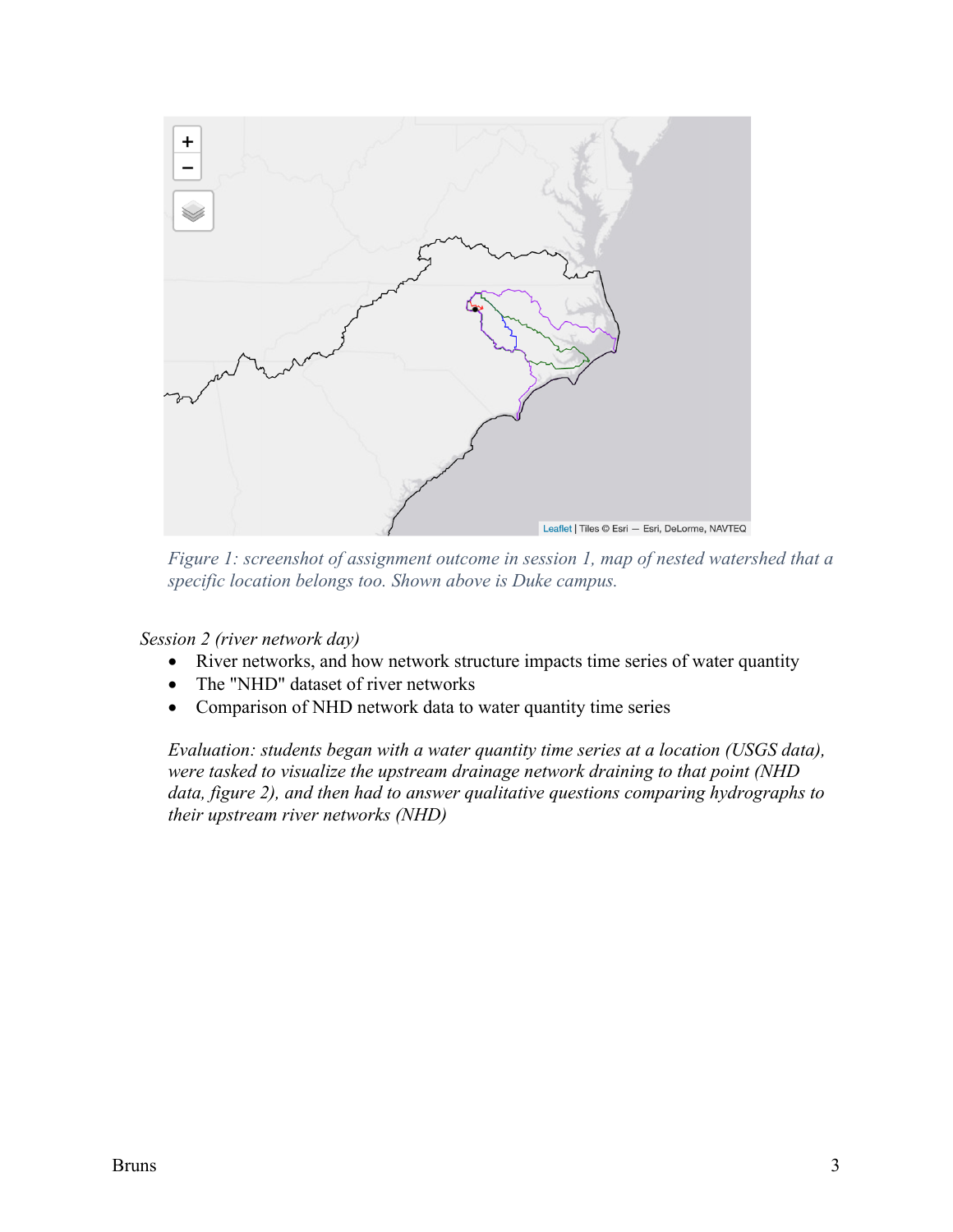*Figure 1: screenshot of assignment outcome in session 1, map of nested watershed that a specific location belongs too. Shown above is Duke campus.*

*Session 2 (river network day)*

- River networks, and how network structure impacts time series of water quantity
- The "NHD" dataset of river networks
- Comparison of NHD network data to water quantity time series

*Evaluation: students began with a water quantity time series at a location (USGS data), were tasked to visualize the upstream drainage network draining to that point (NHD data, figure 2), and then had to answer qualitative questions comparing hydrographs to their upstream river networks (NHD)*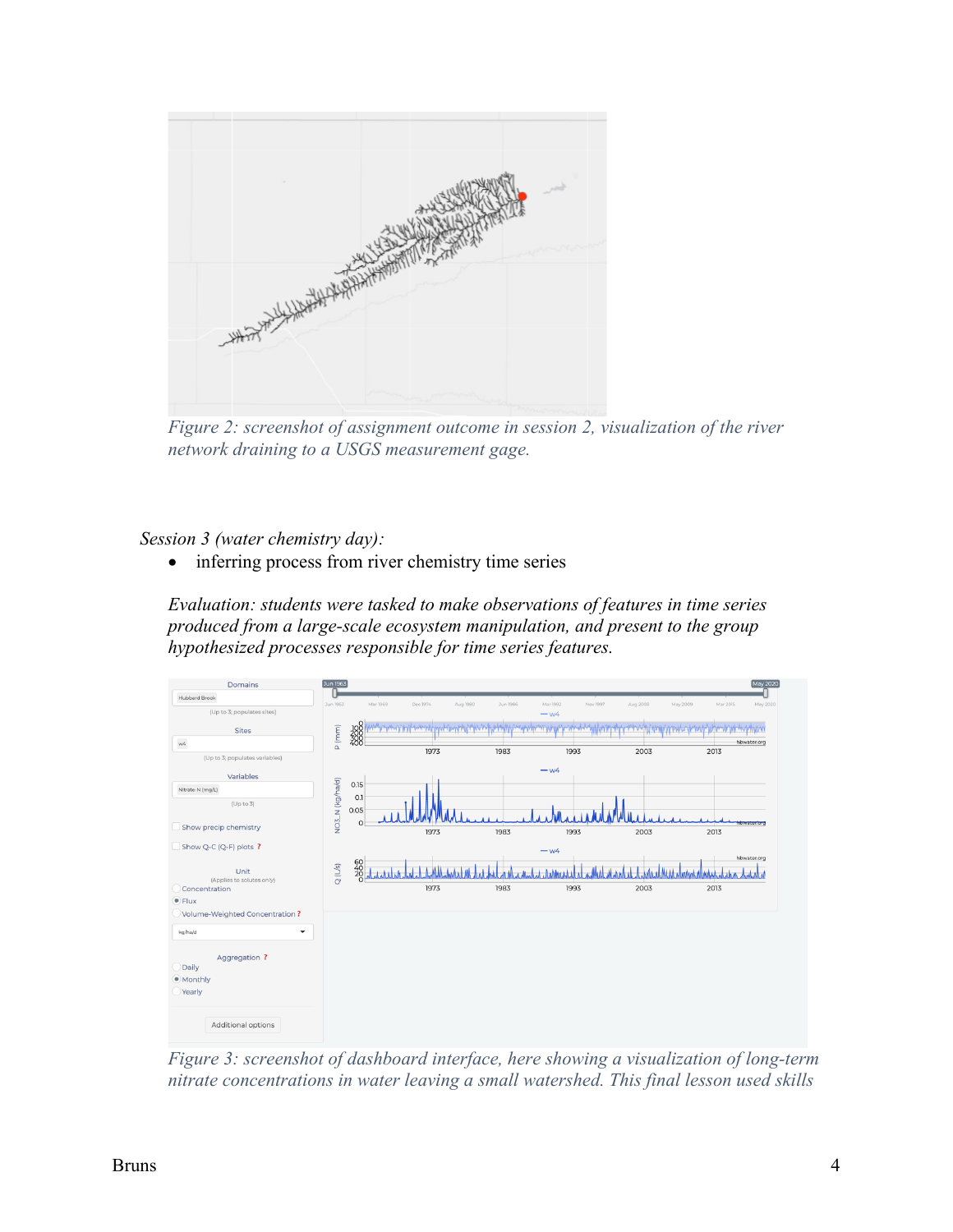*Figure 2: screenshot of assignment outcome in session 2, visualization of the river network draining to a USGS measurement gage.*

*Session 3 (water chemistry day):*

- inferring process from river chemistry time series

*Evaluation: students were tasked to make observations of features in time series produced from a large-scale ecosystem manipulation, and present to the group hypothesized processes responsible for time series features.*

*Figure 3: screenshot of dashboard interface, here showing a visualization of long-term nitrate concentrations in water leaving a small watershed. This final lesson used skills*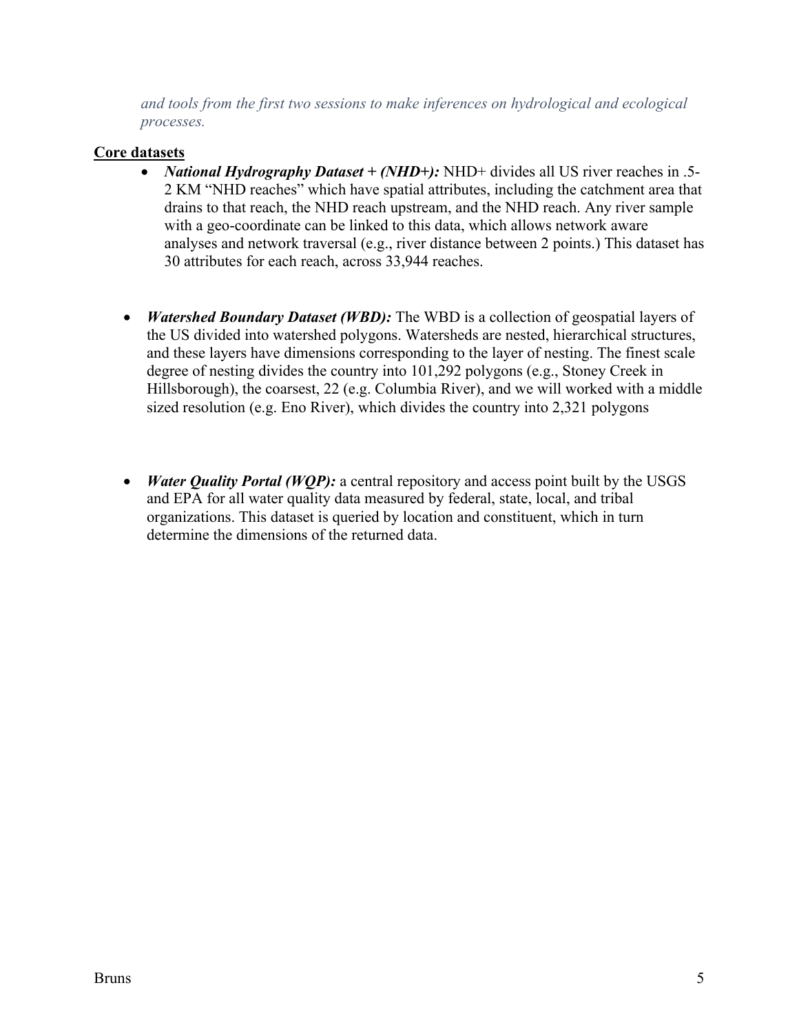*and tools from the first two sessions to make inferences on hydrological and ecological processes.*

## Core datasets

- ***National Hydrography Dataset + (NHD+):*** NHD+ divides all US river reaches in .5-2 KM "NHD reaches" which have spatial attributes, including the catchment area that drains to that reach, the NHD reach upstream, and the NHD reach. Any river sample with a geo-coordinate can be linked to this data, which allows network aware analyses and network traversal (e.g., river distance between 2 points.) This dataset has 30 attributes for each reach, across 33,944 reaches.

- ***Watershed Boundary Dataset (WBD):*** The WBD is a collection of geospatial layers of the US divided into watershed polygons. Watersheds are nested, hierarchical structures, and these layers have dimensions corresponding to the layer of nesting. The finest scale degree of nesting divides the country into 101,292 polygons (e.g., Stoney Creek in Hillsborough), the coarsest, 22 (e.g. Columbia River), and we will worked with a middle sized resolution (e.g. Eno River), which divides the country into 2,321 polygons

- ***Water Quality Portal (WQP):*** a central repository and access point built by the USGS and EPA for all water quality data measured by federal, state, local, and tribal organizations. This dataset is queried by location and constituent, which in turn determine the dimensions of the returned data.